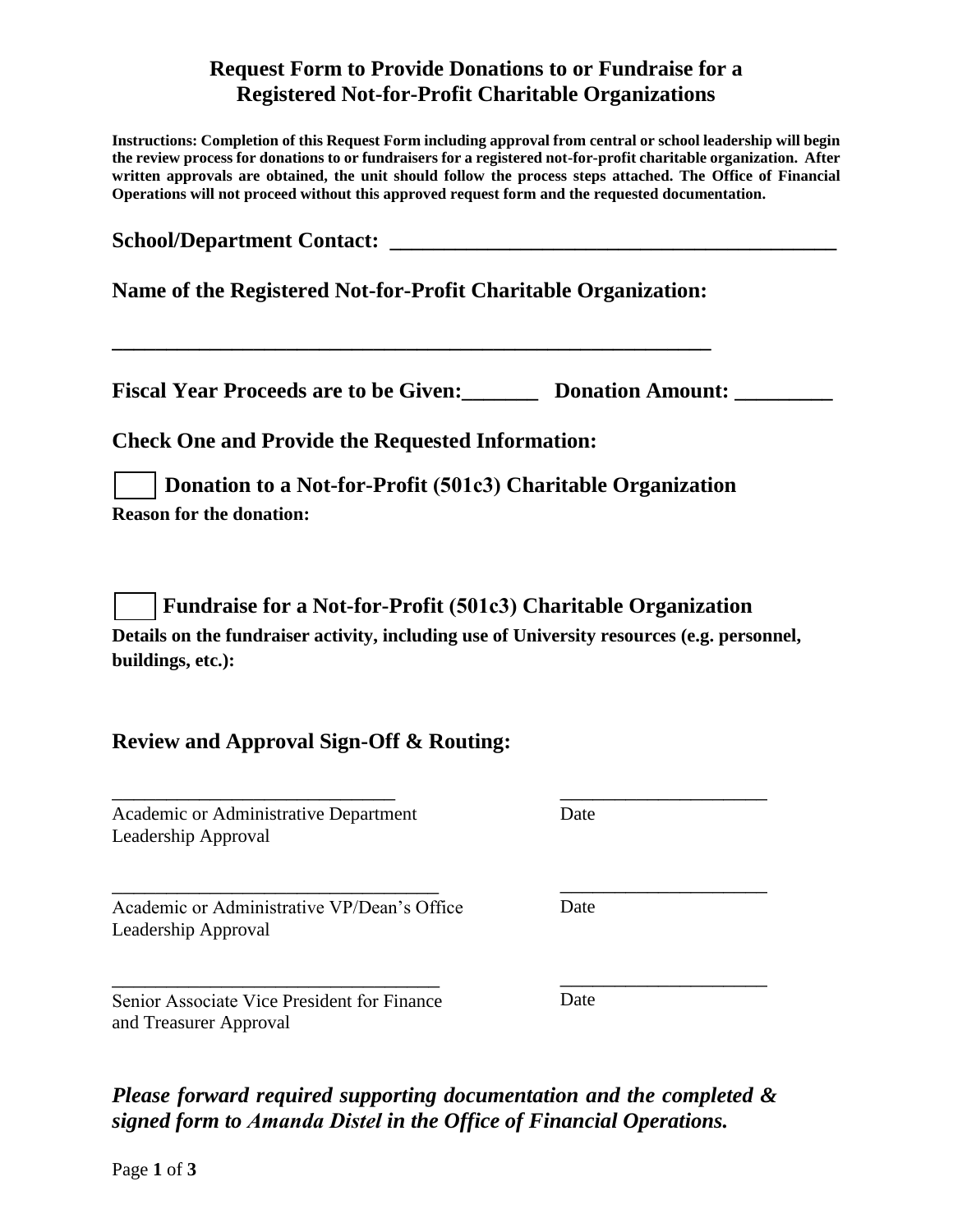# Request Form to Provide Donations to or Fundraise for a Registered Not-for-Profit Charitable Organizations

**Instructions: Completion of this Request Form including approval from central or school leadership will begin the review process for donations to or fundraisers for a registered not-for-profit charitable organization. After written approvals are obtained, the unit should follow the process steps attached. The Office of Financial Operations will not proceed without this approved request form and the requested documentation.**

**School/Department Contact:** ________________________________________

**Name of the Registered Not-for-Profit Charitable Organization:**

________________________________________________________

**Fiscal Year Proceeds are to be Given:**_______ **Donation Amount:** _________

**Check One and Provide the Requested Information:**

☐ **Donation to a Not-for-Profit (501c3) Charitable Organization**

**Reason for the donation:**

☐ **Fundraise for a Not-for-Profit (501c3) Charitable Organization**

**Details on the fundraiser activity, including use of University resources (e.g. personnel, buildings, etc.):**

**Review and Approval Sign-Off & Routing:**

______________________________ ______________________

Academic or Administrative Department Leadership Approval — Date

______________________________ ______________________

Academic or Administrative VP/Dean's Office Leadership Approval — Date

______________________________ ______________________

Senior Associate Vice President for Finance and Treasurer Approval — Date

***Please forward required supporting documentation and the completed & signed form to Amanda Distel in the Office of Financial Operations.***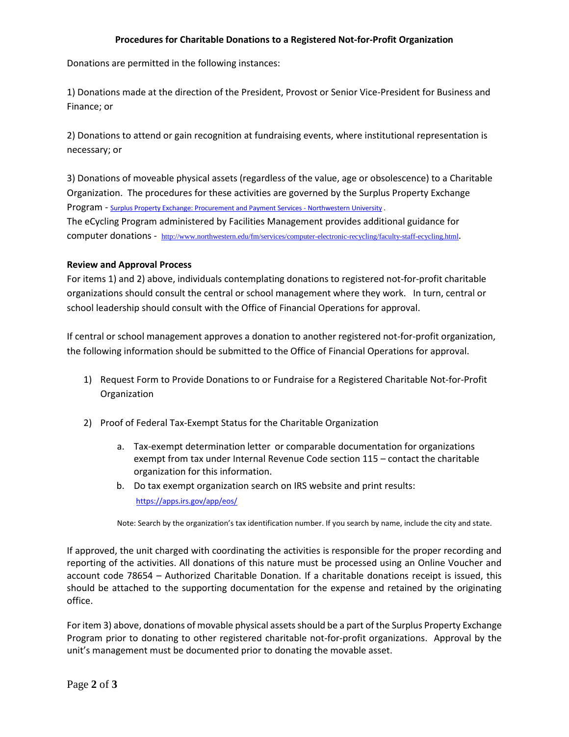**Procedures for Charitable Donations to a Registered Not-for-Profit Organization**

Donations are permitted in the following instances:

1) Donations made at the direction of the President, Provost or Senior Vice-President for Business and Finance; or

2) Donations to attend or gain recognition at fundraising events, where institutional representation is necessary; or

3) Donations of moveable physical assets (regardless of the value, age or obsolescence) to a Charitable Organization. The procedures for these activities are governed by the Surplus Property Exchange Program - Surplus Property Exchange: Procurement and Payment Services - Northwestern University .
The eCycling Program administered by Facilities Management provides additional guidance for computer donations - http://www.northwestern.edu/fm/services/computer-electronic-recycling/faculty-staff-ecycling.html.

**Review and Approval Process**

For items 1) and 2) above, individuals contemplating donations to registered not-for-profit charitable organizations should consult the central or school management where they work. In turn, central or school leadership should consult with the Office of Financial Operations for approval.

If central or school management approves a donation to another registered not-for-profit organization, the following information should be submitted to the Office of Financial Operations for approval.

1) Request Form to Provide Donations to or Fundraise for a Registered Charitable Not-for-Profit Organization

2) Proof of Federal Tax-Exempt Status for the Charitable Organization

   a. Tax-exempt determination letter or comparable documentation for organizations exempt from tax under Internal Revenue Code section 115 – contact the charitable organization for this information.
   b. Do tax exempt organization search on IRS website and print results: https://apps.irs.gov/app/eos/

   Note: Search by the organization's tax identification number. If you search by name, include the city and state.

If approved, the unit charged with coordinating the activities is responsible for the proper recording and reporting of the activities. All donations of this nature must be processed using an Online Voucher and account code 78654 – Authorized Charitable Donation. If a charitable donations receipt is issued, this should be attached to the supporting documentation for the expense and retained by the originating office.

For item 3) above, donations of movable physical assets should be a part of the Surplus Property Exchange Program prior to donating to other registered charitable not-for-profit organizations. Approval by the unit's management must be documented prior to donating the movable asset.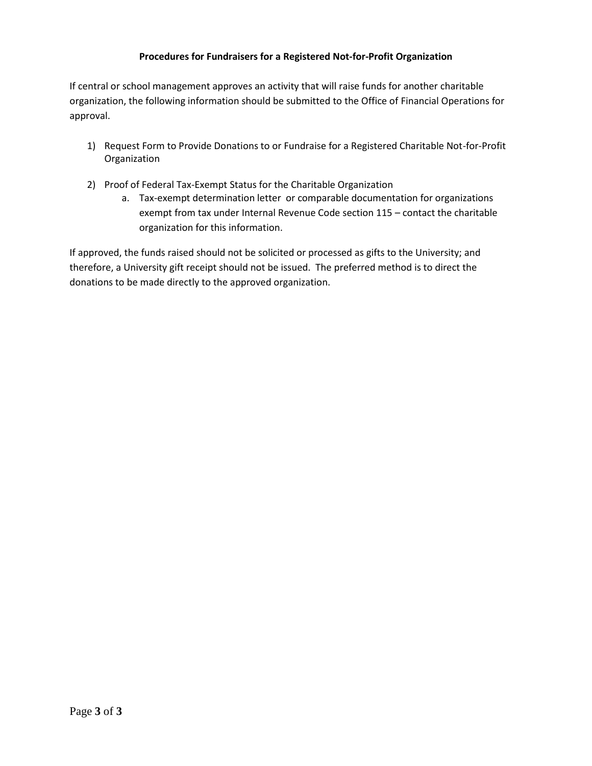## Procedures for Fundraisers for a Registered Not-for-Profit Organization

If central or school management approves an activity that will raise funds for another charitable organization, the following information should be submitted to the Office of Financial Operations for approval.

1) Request Form to Provide Donations to or Fundraise for a Registered Charitable Not-for-Profit Organization

2) Proof of Federal Tax-Exempt Status for the Charitable Organization
   a. Tax-exempt determination letter or comparable documentation for organizations exempt from tax under Internal Revenue Code section 115 – contact the charitable organization for this information.

If approved, the funds raised should not be solicited or processed as gifts to the University; and therefore, a University gift receipt should not be issued. The preferred method is to direct the donations to be made directly to the approved organization.